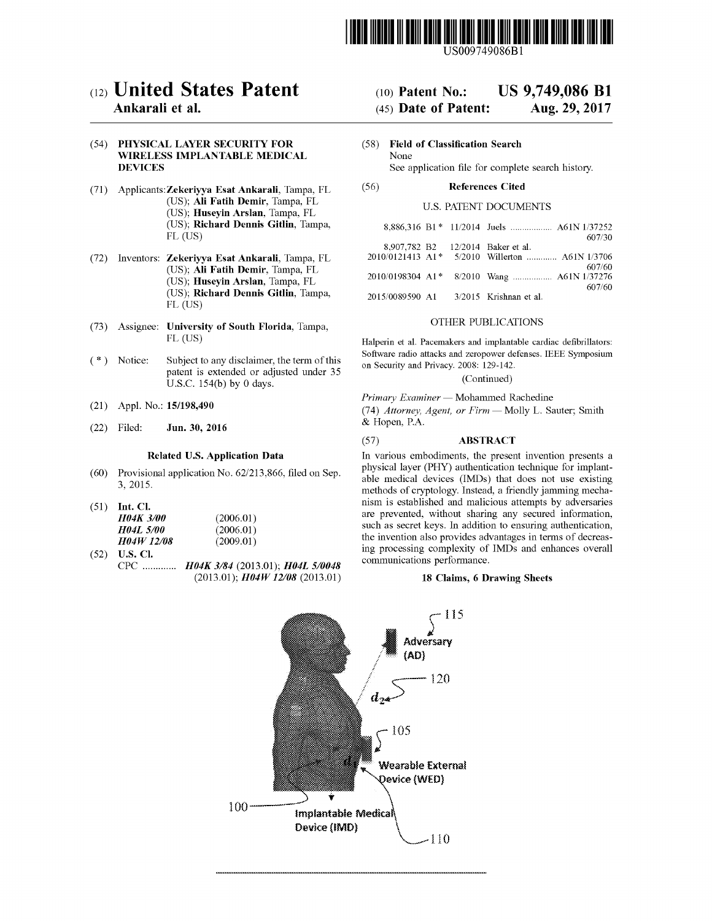US009749086B1

# (12) United States Patent
**Ankarali et al.**

(10) **Patent No.: US 9,749,086 B1**

(45) **Date of Patent: Aug. 29, 2017**

(54) **PHYSICAL LAYER SECURITY FOR WIRELESS IMPLANTABLE MEDICAL DEVICES**

(71) Applicants: **Zekeriyya Esat Ankarali**, Tampa, FL (US); **Ali Fatih Demir**, Tampa, FL (US); **Huseyin Arslan**, Tampa, FL (US); **Richard Dennis Gitlin**, Tampa, FL (US)

(72) Inventors: **Zekeriyya Esat Ankarali**, Tampa, FL (US); **Ali Fatih Demir**, Tampa, FL (US); **Huseyin Arslan**, Tampa, FL (US); **Richard Dennis Gitlin**, Tampa, FL (US)

(73) Assignee: **University of South Florida**, Tampa, FL (US)

(*) Notice: Subject to any disclaimer, the term of this patent is extended or adjusted under 35 U.S.C. 154(b) by 0 days.

(21) Appl. No.: **15/198,490**

(22) Filed: **Jun. 30, 2016**

### Related U.S. Application Data

(60) Provisional application No. 62/213,866, filed on Sep. 3, 2015.

(51) **Int. Cl.**

| | |
|---|---|
| ***H04K 3/00*** | (2006.01) |
| ***H04L 5/00*** | (2006.01) |
| ***H04W 12/08*** | (2009.01) |

(52) **U.S. Cl.**

CPC ............. ***H04K 3/84*** (2013.01); ***H04L 5/0048*** (2013.01); ***H04W 12/08*** (2013.01)

(58) **Field of Classification Search**

None

See application file for complete search history.

(56) **References Cited**

U.S. PATENT DOCUMENTS

| | | | |
|---|---|---|---|
| 8,886,316 B1* | 11/2014 | Juels .................. | A61N 1/37252 607/30 |
| 8,907,782 B2 | 12/2014 | Baker et al. | |
| 2010/0121413 A1* | 5/2010 | Willerton ............. | A61N 1/3706 607/60 |
| 2010/0198304 A1* | 8/2010 | Wang ................. | A61N 1/37276 607/60 |
| 2015/0089590 A1 | 3/2015 | Krishnan et al. | |

OTHER PUBLICATIONS

Halperin et al. Pacemakers and implantable cardiac defibrillators: Software radio attacks and zeropower defenses. IEEE Symposium on Security and Privacy. 2008: 129-142.

(Continued)

*Primary Examiner* — Mohammed Rachedine

(74) *Attorney, Agent, or Firm* — Molly L. Sauter; Smith & Hopen, P.A.

(57) **ABSTRACT**

In various embodiments, the present invention presents a physical layer (PHY) authentication technique for implantable medical devices (IMDs) that does not use existing methods of cryptology. Instead, a friendly jamming mechanism is established and malicious attempts by adversaries are prevented, without sharing any secured information, such as secret keys. In addition to ensuring authentication, the invention also provides advantages in terms of decreasing processing complexity of IMDs and enhances overall communications performance.

**18 Claims, 6 Drawing Sheets**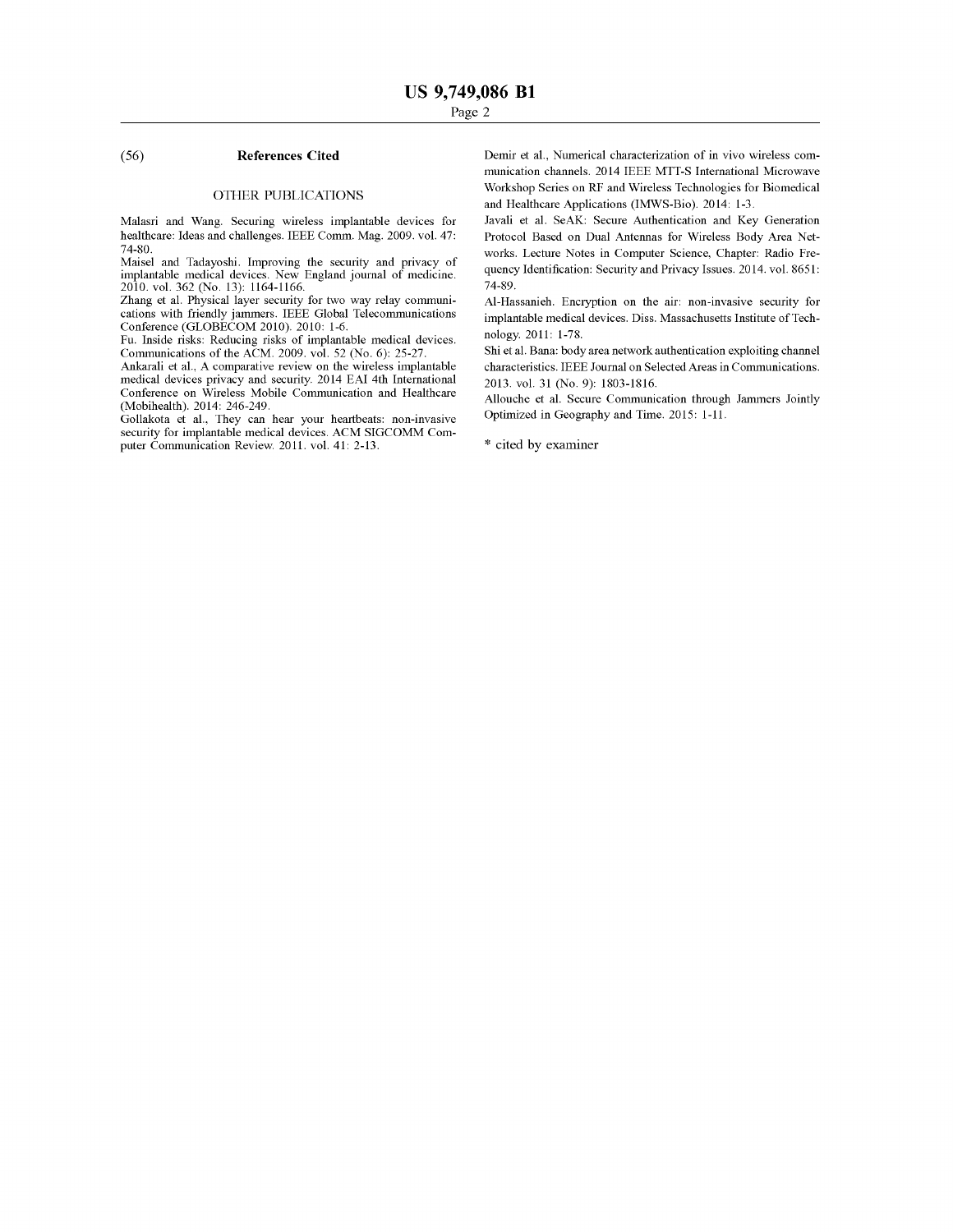(56) **References Cited**

OTHER PUBLICATIONS

Malasri and Wang. Securing wireless implantable devices for healthcare: Ideas and challenges. IEEE Comm. Mag. 2009. vol. 47: 74-80.

Maisel and Tadayoshi. Improving the security and privacy of implantable medical devices. New England journal of medicine. 2010. vol. 362 (No. 13): 1164-1166.

Zhang et al. Physical layer security for two way relay communications with friendly jammers. IEEE Global Telecommunications Conference (GLOBECOM 2010). 2010: 1-6.

Fu. Inside risks: Reducing risks of implantable medical devices. Communications of the ACM. 2009. vol. 52 (No. 6): 25-27.

Ankarali et al., A comparative review on the wireless implantable medical devices privacy and security. 2014 EAI 4th International Conference on Wireless Mobile Communication and Healthcare (Mobihealth). 2014: 246-249.

Gollakota et al., They can hear your heartbeats: non-invasive security for implantable medical devices. ACM SIGCOMM Computer Communication Review. 2011. vol. 41: 2-13.

Demir et al., Numerical characterization of in vivo wireless communication channels. 2014 IEEE MTT-S International Microwave Workshop Series on RF and Wireless Technologies for Biomedical and Healthcare Applications (IMWS-Bio). 2014: 1-3.

Javali et al. SeAK: Secure Authentication and Key Generation Protocol Based on Dual Antennas for Wireless Body Area Networks. Lecture Notes in Computer Science, Chapter: Radio Frequency Identification: Security and Privacy Issues. 2014. vol. 8651: 74-89.

Al-Hassanieh. Encryption on the air: non-invasive security for implantable medical devices. Diss. Massachusetts Institute of Technology. 2011: 1-78.

Shi et al. Bana: body area network authentication exploiting channel characteristics. IEEE Journal on Selected Areas in Communications. 2013. vol. 31 (No. 9): 1803-1816.

Allouche et al. Secure Communication through Jammers Jointly Optimized in Geography and Time. 2015: 1-11.

* cited by examiner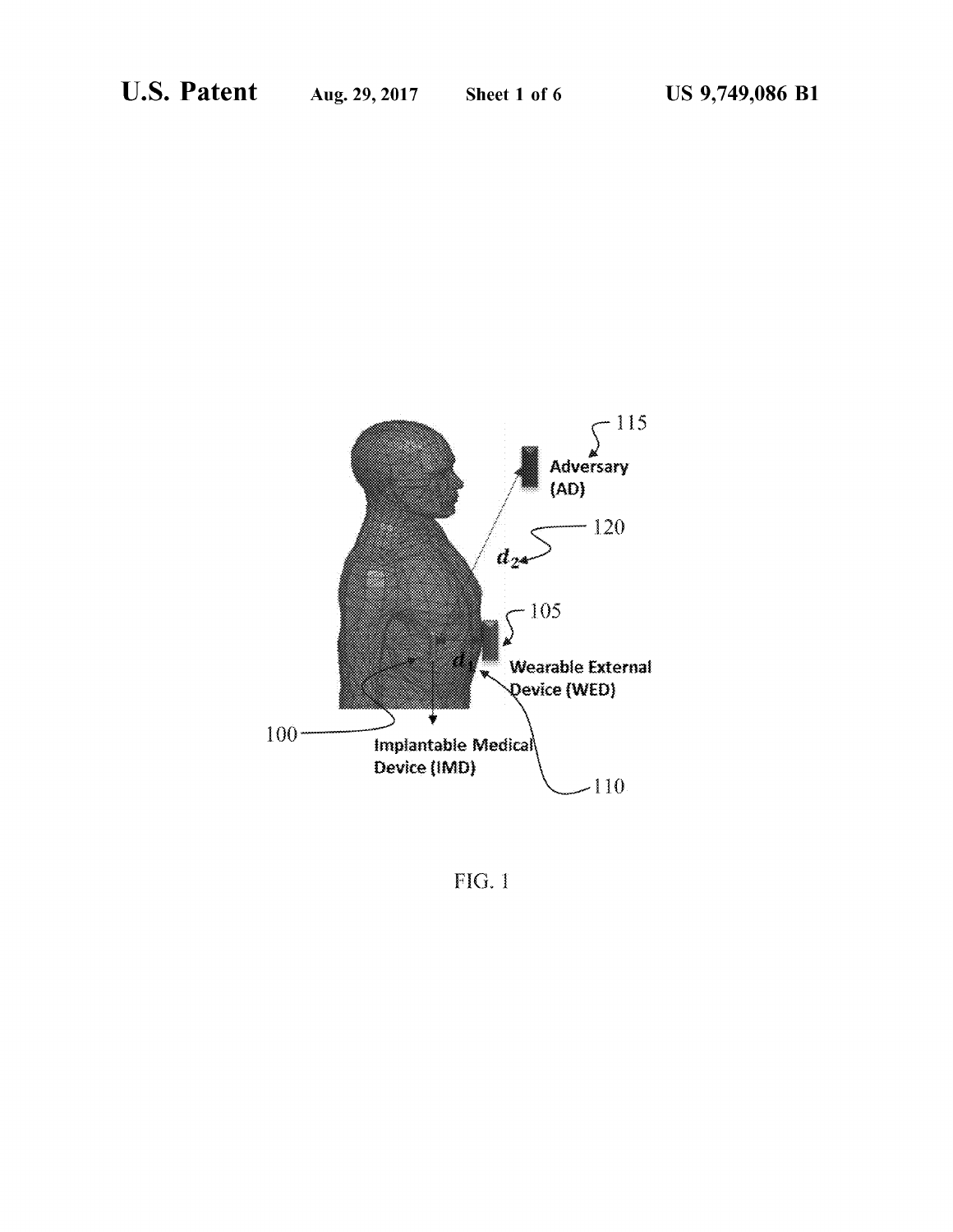FIG. 1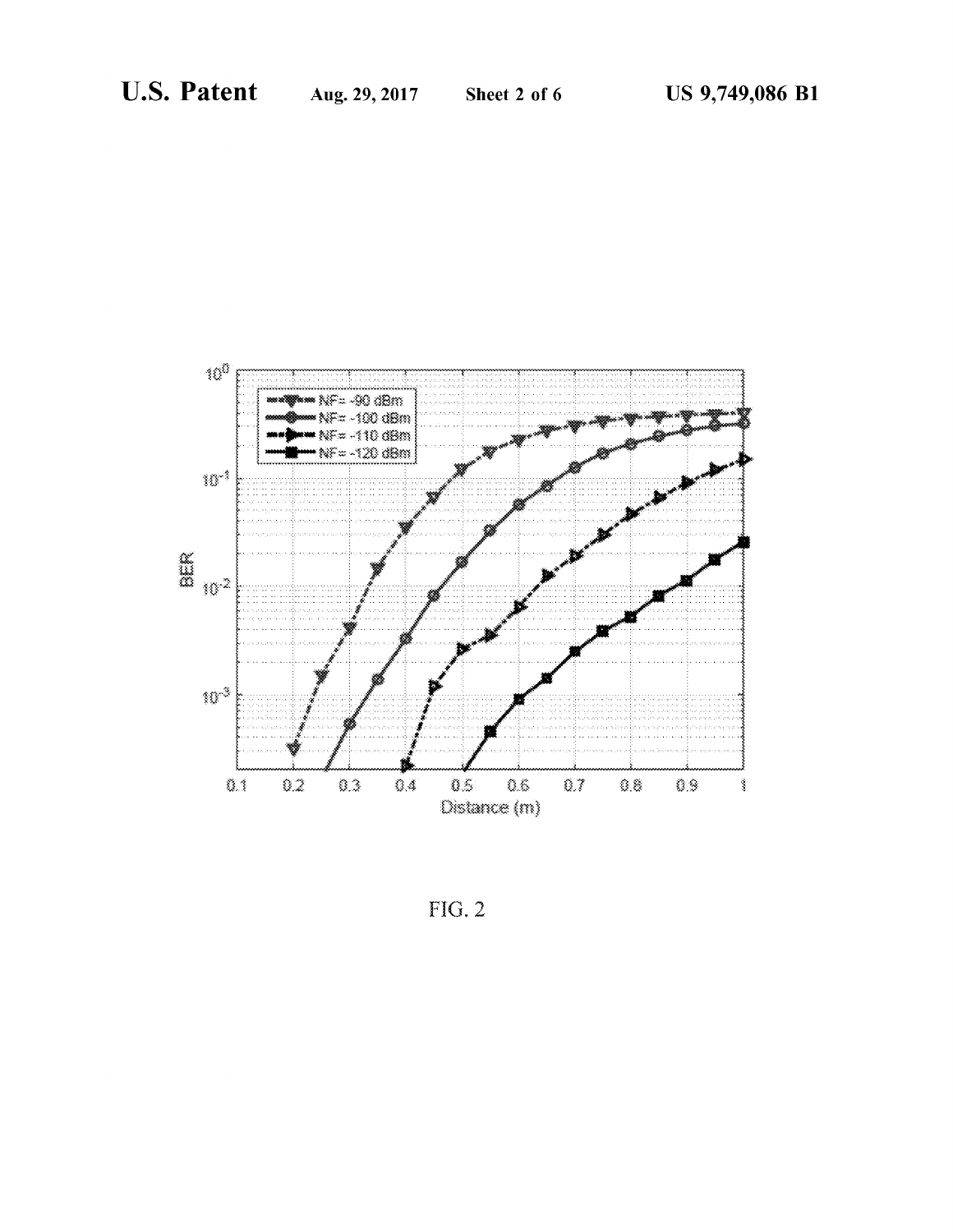FIG. 2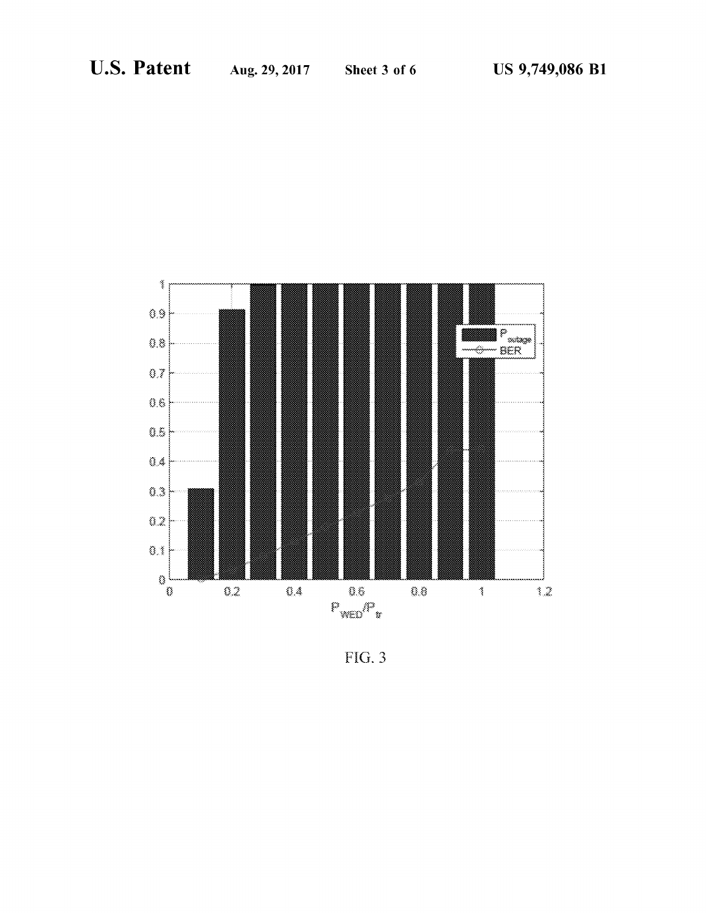FIG. 3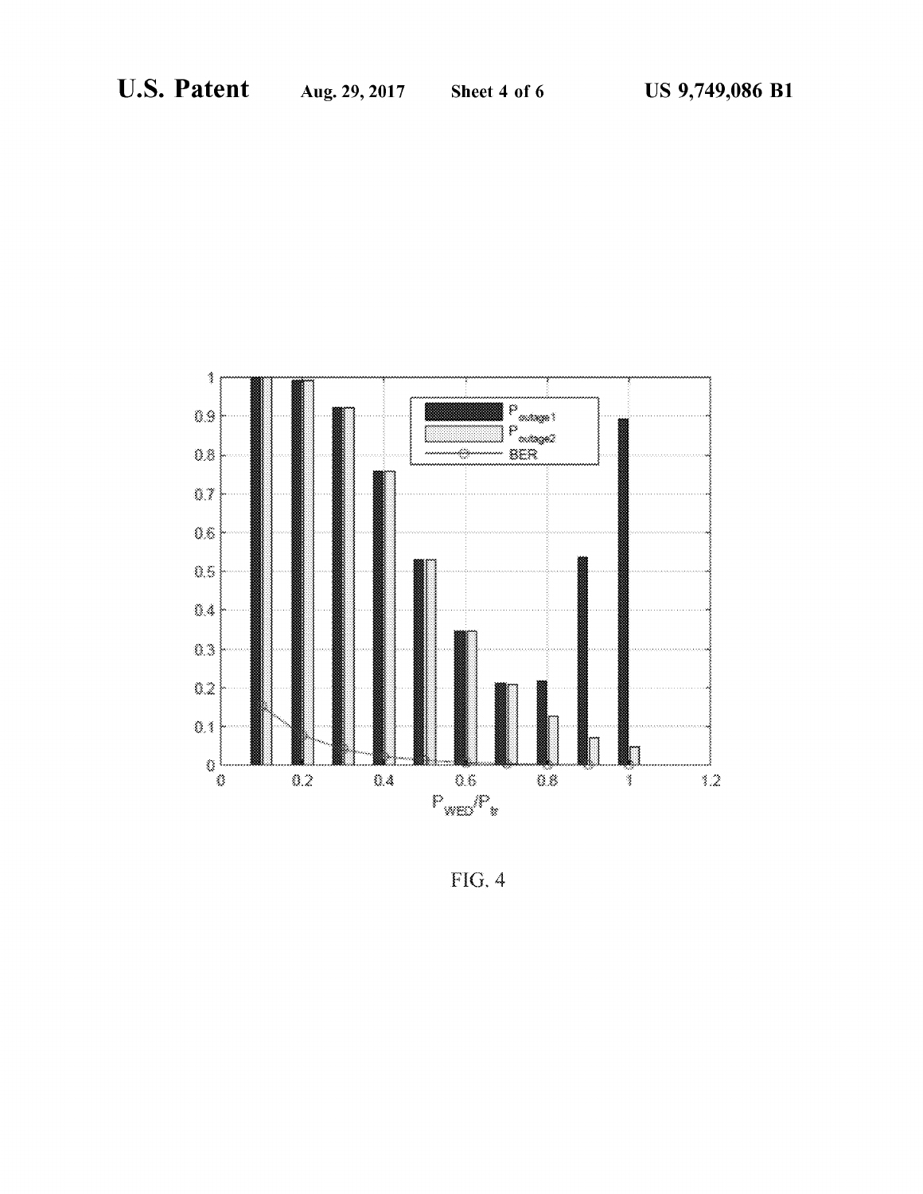FIG. 4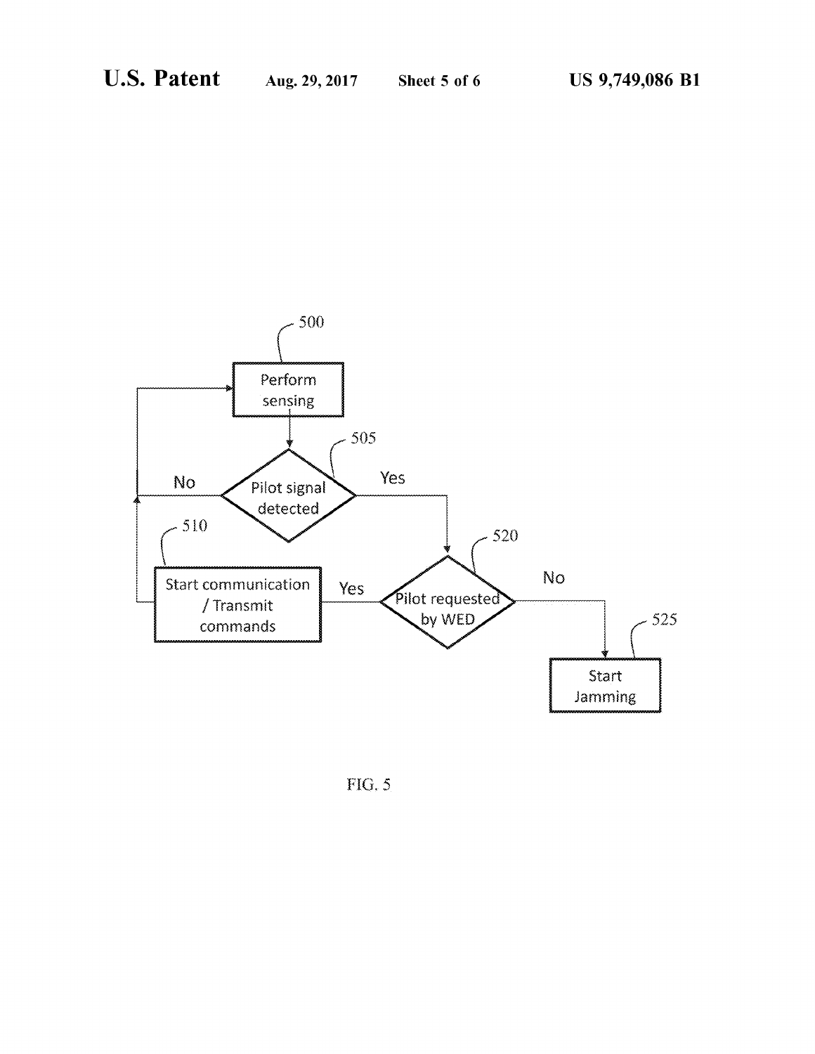500 Perform sensing

505 Pilot signal detected

No

Yes

520 Pilot requested by WED

Yes

510 Start communication / Transmit commands

No

525 Start Jamming

FIG. 5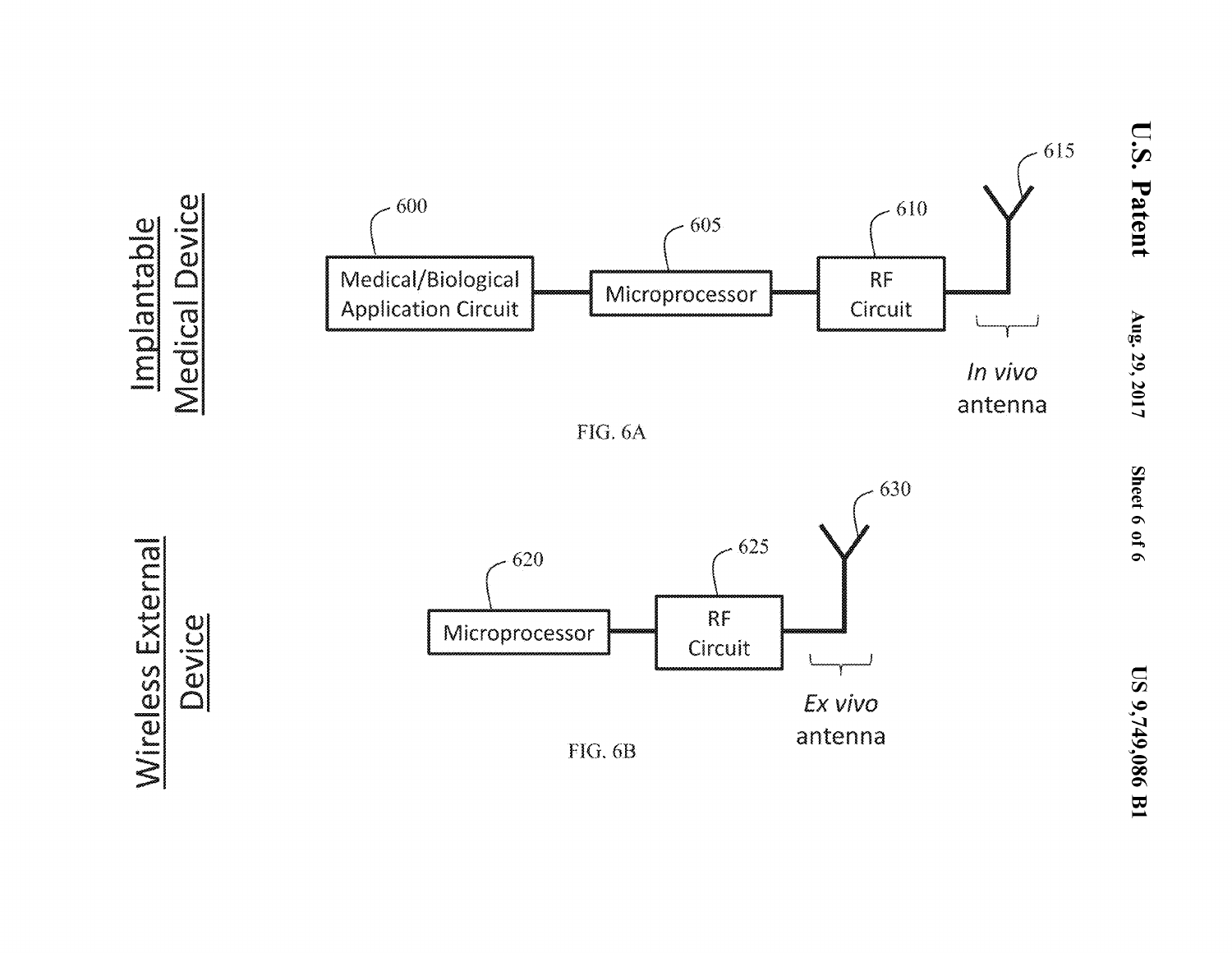Implantable Medical Device

Medical/Biological Application Circuit (600) — Microprocessor (605) — RF Circuit (610) — *In vivo* antenna (615)

FIG. 6A

Wireless External Device

Microprocessor (620) — RF Circuit (625) — *Ex vivo* antenna (630)

FIG. 6B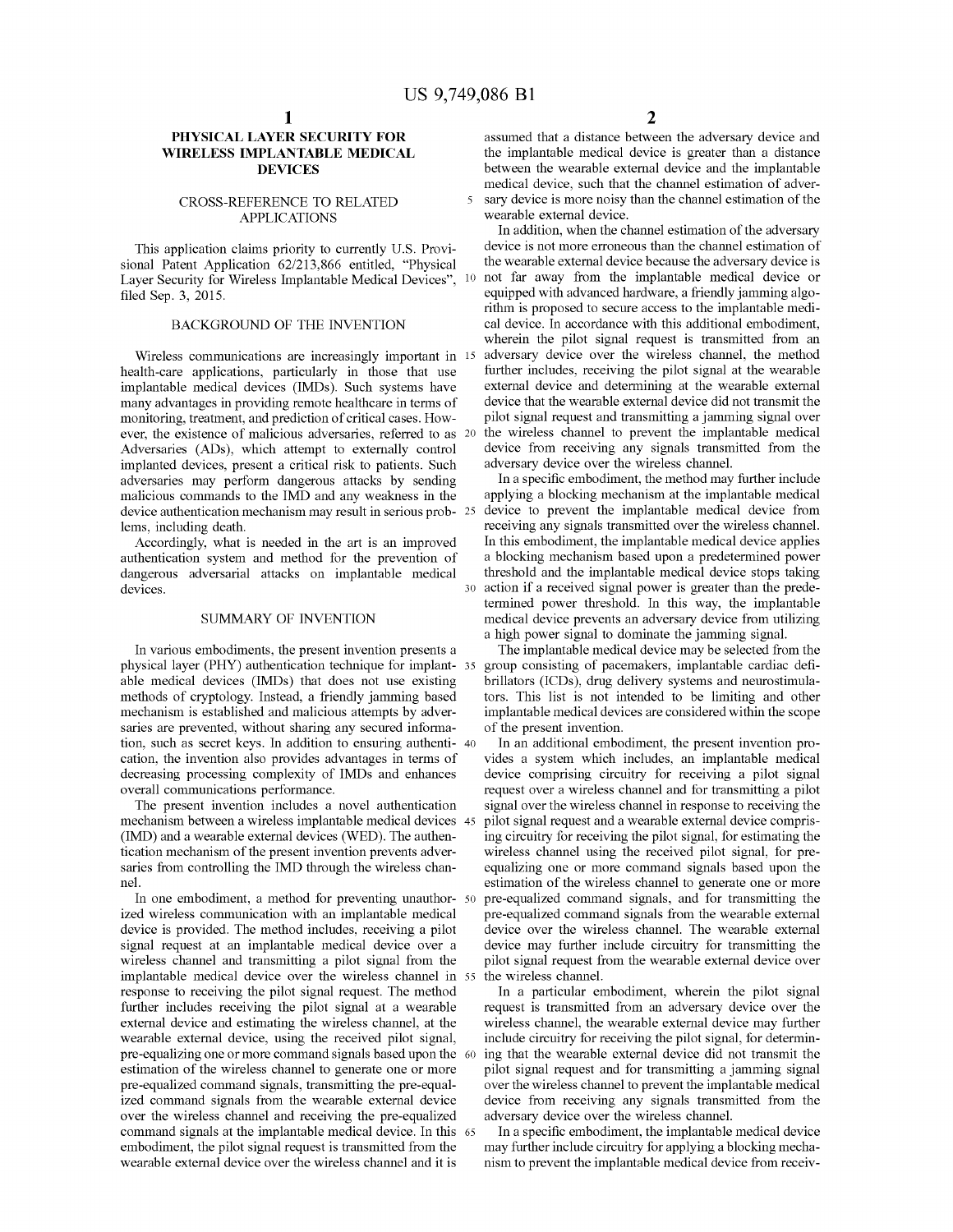# PHYSICAL LAYER SECURITY FOR WIRELESS IMPLANTABLE MEDICAL DEVICES

## CROSS-REFERENCE TO RELATED APPLICATIONS

This application claims priority to currently U.S. Provisional Patent Application 62/213,866 entitled, "Physical Layer Security for Wireless Implantable Medical Devices", filed Sep. 3, 2015.

## BACKGROUND OF THE INVENTION

Wireless communications are increasingly important in health-care applications, particularly in those that use implantable medical devices (IMDs). Such systems have many advantages in providing remote healthcare in terms of monitoring, treatment, and prediction of critical cases. However, the existence of malicious adversaries, referred to as Adversaries (ADs), which attempt to externally control implanted devices, present a critical risk to patients. Such adversaries may perform dangerous attacks by sending malicious commands to the IMD and any weakness in the device authentication mechanism may result in serious problems, including death.

Accordingly, what is needed in the art is an improved authentication system and method for the prevention of dangerous adversarial attacks on implantable medical devices.

## SUMMARY OF INVENTION

In various embodiments, the present invention presents a physical layer (PHY) authentication technique for implantable medical devices (IMDs) that does not use existing methods of cryptology. Instead, a friendly jamming based mechanism is established and malicious attempts by adversaries are prevented, without sharing any secured information, such as secret keys. In addition to ensuring authentication, the invention also provides advantages in terms of decreasing processing complexity of IMDs and enhances overall communications performance.

The present invention includes a novel authentication mechanism between a wireless implantable medical devices (IMD) and a wearable external devices (WED). The authentication mechanism of the present invention prevents adversaries from controlling the IMD through the wireless channel.

In one embodiment, a method for preventing unauthorized wireless communication with an implantable medical device is provided. The method includes, receiving a pilot signal request at an implantable medical device over a wireless channel and transmitting a pilot signal from the implantable medical device over the wireless channel in response to receiving the pilot signal request. The method further includes receiving the pilot signal at a wearable external device and estimating the wireless channel, at the wearable external device, using the received pilot signal, pre-equalizing one or more command signals based upon the estimation of the wireless channel to generate one or more pre-equalized command signals, transmitting the pre-equalized command signals from the wearable external device over the wireless channel and receiving the pre-equalized command signals at the implantable medical device. In this embodiment, the pilot signal request is transmitted from the wearable external device over the wireless channel and it is assumed that a distance between the adversary device and the implantable medical device is greater than a distance between the wearable external device and the implantable medical device, such that the channel estimation of adversary device is more noisy than the channel estimation of the wearable external device.

In addition, when the channel estimation of the adversary device is not more erroneous than the channel estimation of the wearable external device because the adversary device is not far away from the implantable medical device or equipped with advanced hardware, a friendly jamming algorithm is proposed to secure access to the implantable medical device. In accordance with this additional embodiment, wherein the pilot signal request is transmitted from an adversary device over the wireless channel, the method further includes, receiving the pilot signal at the wearable external device and determining at the wearable external device that the wearable external device did not transmit the pilot signal request and transmitting a jamming signal over the wireless channel to prevent the implantable medical device from receiving any signals transmitted from the adversary device over the wireless channel.

In a specific embodiment, the method may further include applying a blocking mechanism at the implantable medical device to prevent the implantable medical device from receiving any signals transmitted over the wireless channel. In this embodiment, the implantable medical device applies a blocking mechanism based upon a predetermined power threshold and the implantable medical device stops taking action if a received signal power is greater than the predetermined power threshold. In this way, the implantable medical device prevents an adversary device from utilizing a high power signal to dominate the jamming signal.

The implantable medical device may be selected from the group consisting of pacemakers, implantable cardiac defibrillators (ICDs), drug delivery systems and neurostimulators. This list is not intended to be limiting and other implantable medical devices are considered within the scope of the present invention.

In an additional embodiment, the present invention provides a system which includes, an implantable medical device comprising circuitry for receiving a pilot signal request over a wireless channel and for transmitting a pilot signal over the wireless channel in response to receiving the pilot signal request and a wearable external device comprising circuitry for receiving the pilot signal, for estimating the wireless channel using the received pilot signal, for pre-equalizing one or more command signals based upon the estimation of the wireless channel to generate one or more pre-equalized command signals, and for transmitting the pre-equalized command signals from the wearable external device over the wireless channel. The wearable external device may further include circuitry for transmitting the pilot signal request from the wearable external device over the wireless channel.

In a particular embodiment, wherein the pilot signal request is transmitted from an adversary device over the wireless channel, the wearable external device may further include circuitry for receiving the pilot signal, for determining that the wearable external device did not transmit the pilot signal request and for transmitting a jamming signal over the wireless channel to prevent the implantable medical device from receiving any signals transmitted from the adversary device over the wireless channel.

In a specific embodiment, the implantable medical device may further include circuitry for applying a blocking mechanism to prevent the implantable medical device from receiv-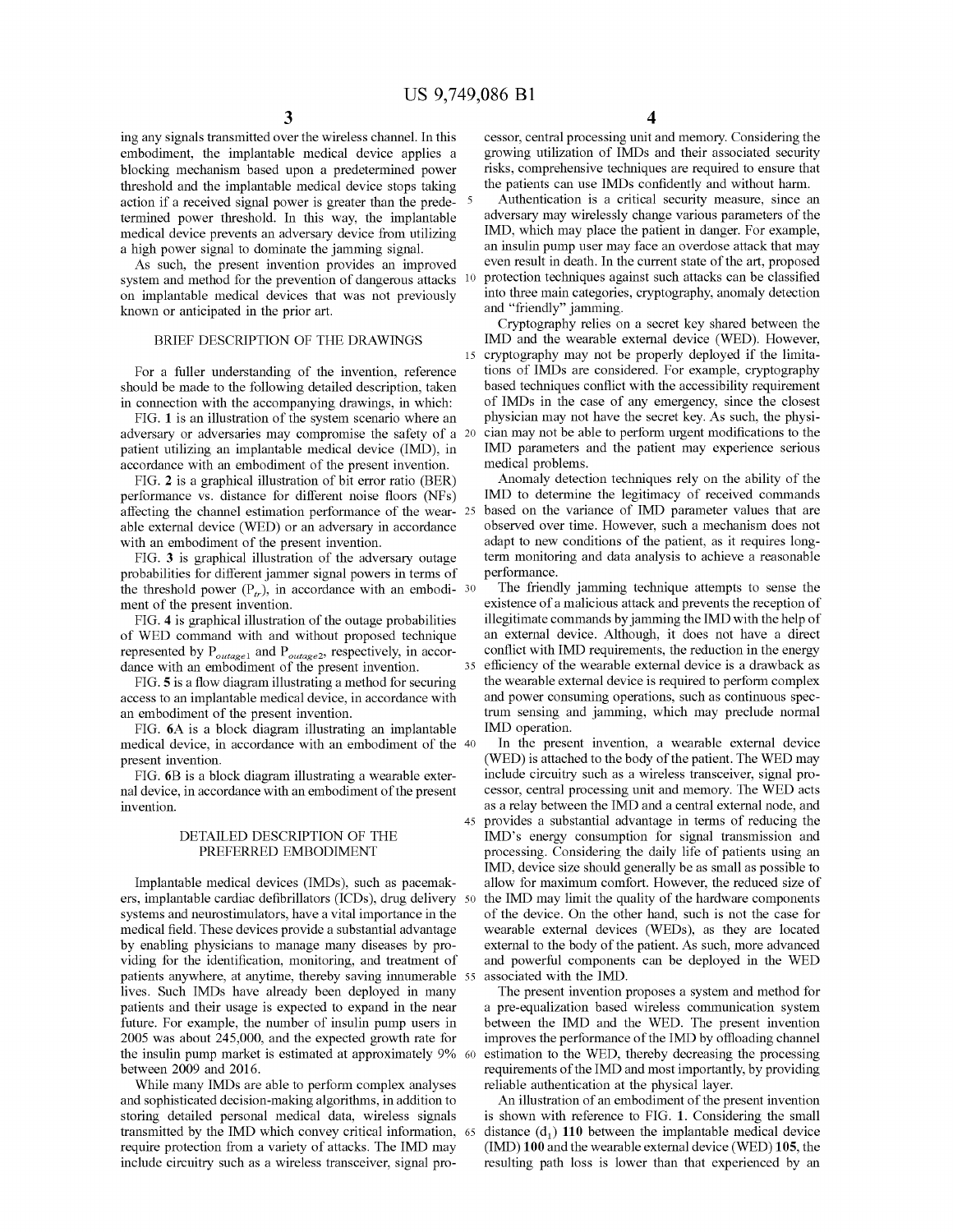ing any signals transmitted over the wireless channel. In this embodiment, the implantable medical device applies a blocking mechanism based upon a predetermined power threshold and the implantable medical device stops taking action if a received signal power is greater than the predetermined power threshold. In this way, the implantable medical device prevents an adversary device from utilizing a high power signal to dominate the jamming signal.

As such, the present invention provides an improved system and method for the prevention of dangerous attacks on implantable medical devices that was not previously known or anticipated in the prior art.

## BRIEF DESCRIPTION OF THE DRAWINGS

For a fuller understanding of the invention, reference should be made to the following detailed description, taken in connection with the accompanying drawings, in which:

FIG. 1 is an illustration of the system scenario where an adversary or adversaries may compromise the safety of a patient utilizing an implantable medical device (IMD), in accordance with an embodiment of the present invention.

FIG. 2 is a graphical illustration of bit error ratio (BER) performance vs. distance for different noise floors (NFs) affecting the channel estimation performance of the wearable external device (WED) or an adversary in accordance with an embodiment of the present invention.

FIG. 3 is graphical illustration of the adversary outage probabilities for different jammer signal powers in terms of the threshold power ($P_{tr}$), in accordance with an embodiment of the present invention.

FIG. 4 is graphical illustration of the outage probabilities of WED command with and without proposed technique represented by $P_{outage1}$ and $P_{outage2}$, respectively, in accordance with an embodiment of the present invention.

FIG. 5 is a flow diagram illustrating a method for securing access to an implantable medical device, in accordance with an embodiment of the present invention.

FIG. 6A is a block diagram illustrating an implantable medical device, in accordance with an embodiment of the present invention.

FIG. 6B is a block diagram illustrating a wearable external device, in accordance with an embodiment of the present invention.

## DETAILED DESCRIPTION OF THE PREFERRED EMBODIMENT

Implantable medical devices (IMDs), such as pacemakers, implantable cardiac defibrillators (ICDs), drug delivery systems and neurostimulators, have a vital importance in the medical field. These devices provide a substantial advantage by enabling physicians to manage many diseases by providing for the identification, monitoring, and treatment of patients anywhere, at anytime, thereby saving innumerable lives. Such IMDs have already been deployed in many patients and their usage is expected to expand in the near future. For example, the number of insulin pump users in 2005 was about 245,000, and the expected growth rate for the insulin pump market is estimated at approximately 9% between 2009 and 2016.

While many IMDs are able to perform complex analyses and sophisticated decision-making algorithms, in addition to storing detailed personal medical data, wireless signals transmitted by the IMD which convey critical information, require protection from a variety of attacks. The IMD may include circuitry such as a wireless transceiver, signal processor, central processing unit and memory. Considering the growing utilization of IMDs and their associated security risks, comprehensive techniques are required to ensure that the patients can use IMDs confidently and without harm.

Authentication is a critical security measure, since an adversary may wirelessly change various parameters of the IMD, which may place the patient in danger. For example, an insulin pump user may face an overdose attack that may even result in death. In the current state of the art, proposed protection techniques against such attacks can be classified into three main categories, cryptography, anomaly detection and "friendly" jamming.

Cryptography relies on a secret key shared between the IMD and the wearable external device (WED). However, cryptography may not be properly deployed if the limitations of IMDs are considered. For example, cryptography based techniques conflict with the accessibility requirement of IMDs in the case of any emergency, since the closest physician may not have the secret key. As such, the physician may not be able to perform urgent modifications to the IMD parameters and the patient may experience serious medical problems.

Anomaly detection techniques rely on the ability of the IMD to determine the legitimacy of received commands based on the variance of IMD parameter values that are observed over time. However, such a mechanism does not adapt to new conditions of the patient, as it requires long-term monitoring and data analysis to achieve a reasonable performance.

The friendly jamming technique attempts to sense the existence of a malicious attack and prevents the reception of illegitimate commands by jamming the IMD with the help of an external device. Although, it does not have a direct conflict with IMD requirements, the reduction in the energy efficiency of the wearable external device is a drawback as the wearable external device is required to perform complex and power consuming operations, such as continuous spectrum sensing and jamming, which may preclude normal IMD operation.

In the present invention, a wearable external device (WED) is attached to the body of the patient. The WED may include circuitry such as a wireless transceiver, signal processor, central processing unit and memory. The WED acts as a relay between the IMD and a central external node, and provides a substantial advantage in terms of reducing the IMD's energy consumption for signal transmission and processing. Considering the daily life of patients using an IMD, device size should generally be as small as possible to allow for maximum comfort. However, the reduced size of the IMD may limit the quality of the hardware components of the device. On the other hand, such is not the case for wearable external devices (WEDs), as they are located external to the body of the patient. As such, more advanced and powerful components can be deployed in the WED associated with the IMD.

The present invention proposes a system and method for a pre-equalization based wireless communication system between the IMD and the WED. The present invention improves the performance of the IMD by offloading channel estimation to the WED, thereby decreasing the processing requirements of the IMD and most importantly, by providing reliable authentication at the physical layer.

An illustration of an embodiment of the present invention is shown with reference to FIG. 1. Considering the small distance ($d_1$) 110 between the implantable medical device (IMD) 100 and the wearable external device (WED) 105, the resulting path loss is lower than that experienced by an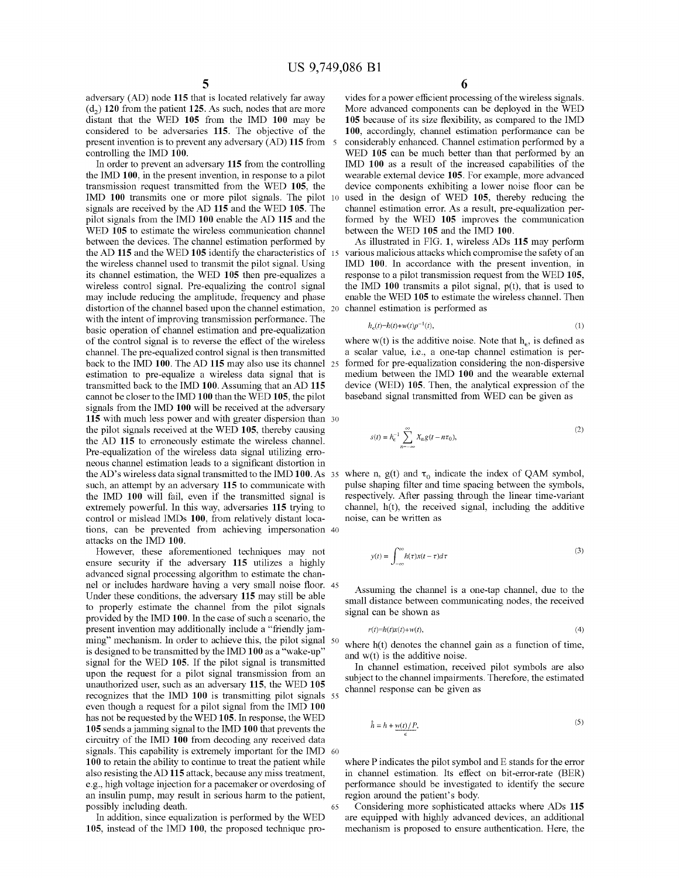adversary (AD) node **115** that is located relatively far away ($d_2$) **120** from the patient **125**. As such, nodes that are more distant that the WED **105** from the IMD **100** may be considered to be adversaries **115**. The objective of the present invention is to prevent any adversary (AD) **115** from controlling the IMD **100**.

In order to prevent an adversary **115** from the controlling the IMD **100**, in the present invention, in response to a pilot transmission request transmitted from the WED **105**, the IMD **100** transmits one or more pilot signals. The pilot signals are received by the AD **115** and the WED **105**. The pilot signals from the IMD **100** enable the AD **115** and the WED **105** to estimate the wireless communication channel between the devices. The channel estimation performed by the AD **115** and the WED **105** identify the characteristics of the wireless channel used to transmit the pilot signal. Using its channel estimation, the WED **105** then pre-equalizes a wireless control signal. Pre-equalizing the control signal may include reducing the amplitude, frequency and phase distortion of the channel based upon the channel estimation, with the intent of improving transmission performance. The basic operation of channel estimation and pre-equalization of the control signal is to reverse the effect of the wireless channel. The pre-equalized control signal is then transmitted back to the IMD **100**. The AD **115** may also use its channel estimation to pre-equalize a wireless data signal that is transmitted back to the IMD **100**. Assuming that an AD **115** cannot be closer to the IMD **100** than the WED **105**, the pilot signals from the IMD **100** will be received at the adversary **115** with much less power and with greater dispersion than the pilot signals received at the WED **105**, thereby causing the AD **115** to erroneously estimate the wireless channel. Pre-equalization of the wireless data signal utilizing erroneous channel estimation leads to a significant distortion in the AD's wireless data signal transmitted to the IMD **100**. As such, an attempt by an adversary **115** to communicate with the IMD **100** will fail, even if the transmitted signal is extremely powerful. In this way, adversaries **115** trying to control or mislead IMDs **100**, from relatively distant locations, can be prevented from achieving impersonation attacks on the IMD **100**.

However, these aforementioned techniques may not ensure security if the adversary **115** utilizes a highly advanced signal processing algorithm to estimate the channel or includes hardware having a very small noise floor. Under these conditions, the adversary **115** may still be able to properly estimate the channel from the pilot signals provided by the IMD **100**. In the case of such a scenario, the present invention may additionally include a "friendly jamming" mechanism. In order to achieve this, the pilot signal is designed to be transmitted by the IMD **100** as a "wake-up" signal for the WED **105**. If the pilot signal is transmitted upon the request for a pilot signal transmission from an unauthorized user, such as an adversary **115**, the WED **105** recognizes that the IMD **100** is transmitting pilot signals even though a request for a pilot signal from the IMD **100** has not be requested by the WED **105**. In response, the WED **105** sends a jamming signal to the IMD **100** that prevents the circuitry of the IMD **100** from decoding any received data signals. This capability is extremely important for the IMD **100** to retain the ability to continue to treat the patient while also resisting the AD **115** attack, because any miss treatment, e.g., high voltage injection for a pacemaker or overdosing of an insulin pump, may result in serious harm to the patient, possibly including death.

In addition, since equalization is performed by the WED **105**, instead of the IMD **100**, the proposed technique provides for a power efficient processing of the wireless signals. More advanced components can be deployed in the WED **105** because of its size flexibility, as compared to the IMD **100**, accordingly, channel estimation performance can be considerably enhanced. Channel estimation performed by a WED **105** can be much better than that performed by an IMD **100** as a result of the increased capabilities of the wearable external device **105**. For example, more advanced device components exhibiting a lower noise floor can be used in the design of WED **105**, thereby reducing the channel estimation error. As a result, pre-equalization performed by the WED **105** improves the communication between the WED **105** and the IMD **100**.

As illustrated in FIG. **1**, wireless ADs **115** may perform various malicious attacks which compromise the safety of an IMD **100**. In accordance with the present invention, in response to a pilot transmission request from the WED **105**, the IMD **100** transmits a pilot signal, $p(t)$, that is used to enable the WED **105** to estimate the wireless channel. Then channel estimation is performed as

$$h_e(t)=h(t)+w(t)p^{-1}(t), \tag{1}$$

where $w(t)$ is the additive noise. Note that $h_e$, is defined as a scalar value, i.e., a one-tap channel estimation is performed for pre-equalization considering the non-dispersive medium between the IMD **100** and the wearable external device (WED) **105**. Then, the analytical expression of the baseband signal transmitted from WED can be given as

$$s(t) = h_e^{-1} \sum_{n=-\infty}^{\infty} X_n g(t - n\tau_0), \tag{2}$$

where n, $g(t)$ and $\tau_0$ indicate the index of QAM symbol, pulse shaping filter and time spacing between the symbols, respectively. After passing through the linear time-variant channel, $h(t)$, the received signal, including the additive noise, can be written as

$$y(t) = \int_{-\infty}^{\infty} h(\tau)x(t-\tau)d\tau \tag{3}$$

Assuming the channel is a one-tap channel, due to the small distance between communicating nodes, the received signal can be shown as

$$r(t)=h(t)x(t)+w(t), \tag{4}$$

where $h(t)$ denotes the channel gain as a function of time, and $w(t)$ is the additive noise.

In channel estimation, received pilot symbols are also subject to the channel impairments. Therefore, the estimated channel response can be given as

$$\hat{h} = h + \underbrace{w(t)/P}_{\epsilon}, \tag{5}$$

where P indicates the pilot symbol and E stands for the error in channel estimation. Its effect on bit-error-rate (BER) performance should be investigated to identify the secure region around the patient's body.

Considering more sophisticated attacks where ADs **115** are equipped with highly advanced devices, an additional mechanism is proposed to ensure authentication. Here, the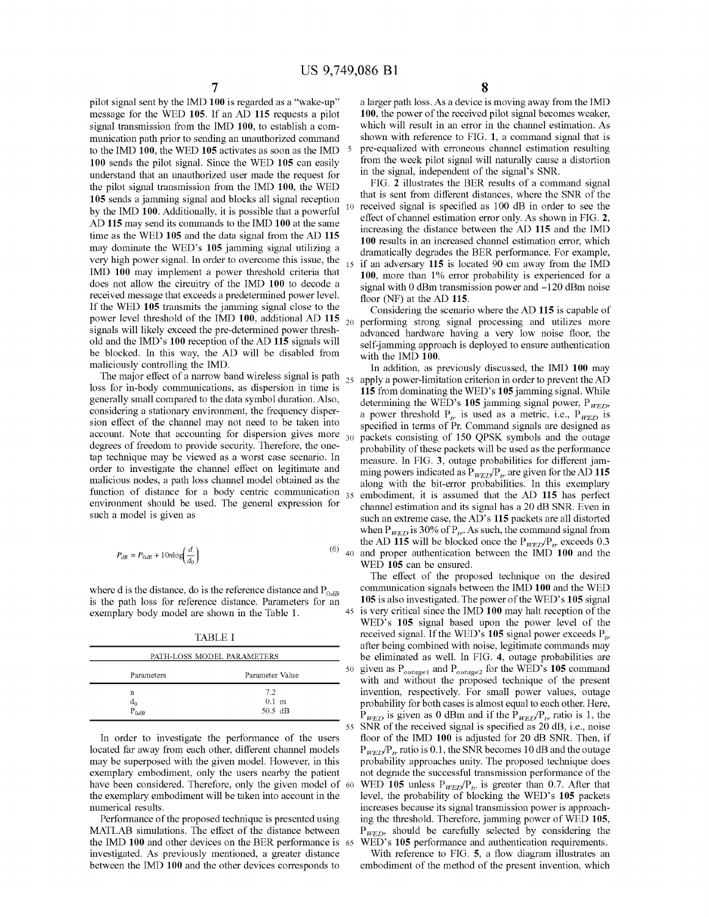pilot signal sent by the IMD **100** is regarded as a "wake-up" message for the WED **105**. If an AD **115** requests a pilot signal transmission from the IMD **100**, to establish a communication path prior to sending an unauthorized command to the IMD **100**, the WED **105** activates as soon as the IMD **100** sends the pilot signal. Since the WED **105** can easily understand that an unauthorized user made the request for the pilot signal transmission from the IMD **100**, the WED **105** sends a jamming signal and blocks all signal reception by the IMD **100**. Additionally, it is possible that a powerful AD **115** may send its commands to the IMD **100** at the same time as the WED **105** and the data signal from the AD **115** may dominate the WED's **105** jamming signal utilizing a very high power signal. In order to overcome this issue, the IMD **100** may implement a power threshold criteria that does not allow the circuitry of the IMD **100** to decode a received message that exceeds a predetermined power level. If the WED **105** transmits the jamming signal close to the power level threshold of the IMD **100**, additional AD **115** signals will likely exceed the pre-determined power threshold and the IMD's **100** reception of the AD **115** signals will be blocked. In this way, the AD will be disabled from maliciously controlling the IMD.

The major effect of a narrow band wireless signal is path loss for in-body communications, as dispersion in time is generally small compared to the data symbol duration. Also, considering a stationary environment, the frequency dispersion effect of the channel may not need to be taken into account. Note that accounting for dispersion gives more degrees of freedom to provide security. Therefore, the one-tap technique may be viewed as a worst case scenario. In order to investigate the channel effect on legitimate and malicious nodes, a path loss channel model obtained as the function of distance for a body centric communication environment should be used. The general expression for such a model is given as

$$P_{dB} = P_{0dB} + 10n\log\left(\frac{d}{d_0}\right) \tag{6}$$

where d is the distance, do is the reference distance and $P_{0dB}$ is the path loss for reference distance. Parameters for an exemplary body model are shown in the Table 1.

TABLE I

PATH-LOSS MODEL PARAMETERS

| Parameters | Parameter Value |
|---|---|
| n | 7.2 |
| $d_0$ | 0.1 m |
| $P_{0dB}$ | 50.5 dB |

In order to investigate the performance of the users located far away from each other, different channel models may be superposed with the given model. However, in this exemplary embodiment, only the users nearby the patient have been considered. Therefore, only the given model of the exemplary embodiment will be taken into account in the numerical results.

Performance of the proposed technique is presented using MATLAB simulations. The effect of the distance between the IMD **100** and other devices on the BER performance is investigated. As previously mentioned, a greater distance between the IMD **100** and the other devices corresponds to a larger path loss. As a device is moving away from the IMD **100**, the power of the received pilot signal becomes weaker, which will result in an error in the channel estimation. As shown with reference to FIG. **1**, a command signal that is pre-equalized with erroneous channel estimation resulting from the week pilot signal will naturally cause a distortion in the signal, independent of the signal's SNR.

FIG. **2** illustrates the BER results of a command signal that is sent from different distances, where the SNR of the received signal is specified as 100 dB in order to see the effect of channel estimation error only. As shown in FIG. **2**, increasing the distance between the AD **115** and the IMD **100** results in an increased channel estimation error, which dramatically degrades the BER performance. For example, if an adversary **115** is located 90 cm away from the IMD **100**, more than 1% error probability is experienced for a signal with 0 dBm transmission power and −120 dBm noise floor (NF) at the AD **115**.

Considering the scenario where the AD **115** is capable of performing strong signal processing and utilizes more advanced hardware having a very low noise floor, the self-jamming approach is deployed to ensure authentication with the IMD **100**.

In addition, as previously discussed, the IMD **100** may apply a power-limitation criterion in order to prevent the AD **115** from dominating the WED's **105** jamming signal. While determining the WED's **105** jamming signal power, $P_{WED}$, a power threshold $P_{tr}$ is used as a metric, i.e., $P_{WED}$ is specified in terms of Pr. Command signals are designed as packets consisting of 150 QPSK symbols and the outage probability of these packets will be used as the performance measure. In FIG. **3**, outage probabilities for different jamming powers indicated as $P_{WED}/P_{tr}$ are given for the AD **115** along with the bit-error probabilities. In this exemplary embodiment, it is assumed that the AD **115** has perfect channel estimation and its signal has a 20 dB SNR. Even in such an extreme case, the AD's **115** packets are all distorted when $P_{WED}$ is 30% of $P_{tr}$. As such, the command signal from the AD **115** will be blocked once the $P_{WED}/P_{tr}$ exceeds 0.3 and proper authentication between the IMD **100** and the WED **105** can be ensured.

The effect of the proposed technique on the desired communication signals between the IMD **100** and the WED **105** is also investigated. The power of the WED's **105** signal is very critical since the IMD **100** may halt reception of the WED's **105** signal based upon the power level of the received signal. If the WED's **105** signal power exceeds $P_{tr}$ after being combined with noise, legitimate commands may be eliminated as well. In FIG. **4**, outage probabilities are given as $P_{outage1}$ and $P_{outage2}$ for the WED's **105** command with and without the proposed technique of the present invention, respectively. For small power values, outage probability for both cases is almost equal to each other. Here, $P_{WED}$ is given as 0 dBm and if the $P_{WED}/P_{tr}$ ratio is 1, the SNR of the received signal is specified as 20 dB, i.e., noise floor of the IMD **100** is adjusted for 20 dB SNR. Then, if $P_{WED}/P_{tr}$ ratio is 0.1, the SNR becomes 10 dB and the outage probability approaches unity. The proposed technique does not degrade the successful transmission performance of the WED **105** unless $P_{WED}/P_{tr}$ is greater than 0.7. After that level, the probability of blocking the WED's **105** packets increases because its signal transmission power is approaching the threshold. Therefore, jamming power of WED **105**, $P_{WED}$, should be carefully selected by considering the WED's **105** performance and authentication requirements.

With reference to FIG. **5**, a flow diagram illustrates an embodiment of the method of the present invention, which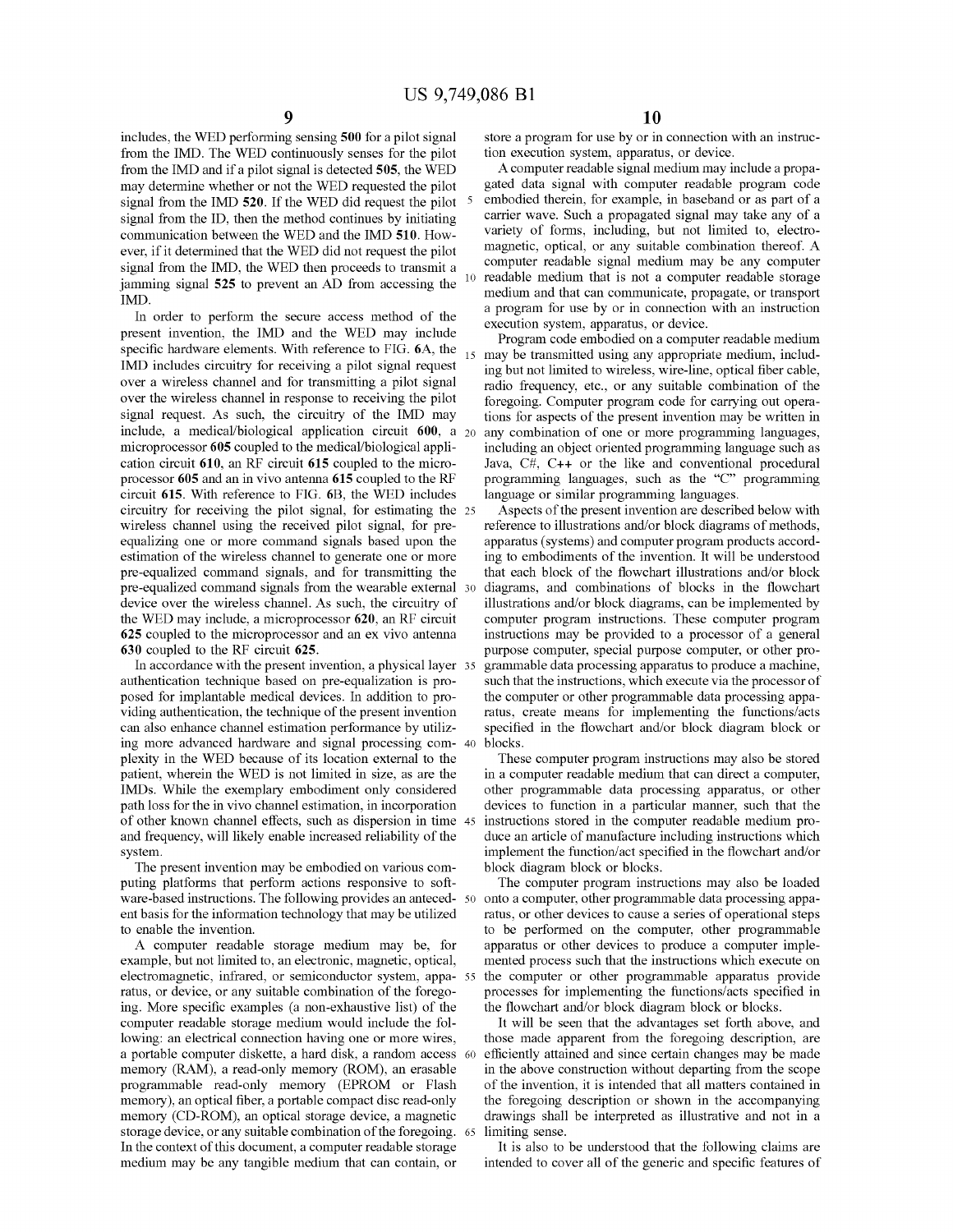includes, the WED performing sensing 500 for a pilot signal from the IMD. The WED continuously senses for the pilot from the IMD and if a pilot signal is detected 505, the WED may determine whether or not the WED requested the pilot signal from the IMD 520. If the WED did request the pilot signal from the ID, then the method continues by initiating communication between the WED and the IMD 510. However, if it determined that the WED did not request the pilot signal from the IMD, the WED then proceeds to transmit a jamming signal 525 to prevent an AD from accessing the IMD.

In order to perform the secure access method of the present invention, the IMD and the WED may include specific hardware elements. With reference to FIG. 6A, the IMD includes circuitry for receiving a pilot signal request over a wireless channel and for transmitting a pilot signal over the wireless channel in response to receiving the pilot signal request. As such, the circuitry of the IMD may include, a medical/biological application circuit 600, a microprocessor 605 coupled to the medical/biological application circuit 610, an RF circuit 615 coupled to the microprocessor 605 and an in vivo antenna 615 coupled to the RF circuit 615. With reference to FIG. 6B, the WED includes circuitry for receiving the pilot signal, for estimating the wireless channel using the received pilot signal, for pre-equalizing one or more command signals based upon the estimation of the wireless channel to generate one or more pre-equalized command signals, and for transmitting the pre-equalized command signals from the wearable external device over the wireless channel. As such, the circuitry of the WED may include, a microprocessor 620, an RF circuit 625 coupled to the microprocessor and an ex vivo antenna 630 coupled to the RF circuit 625.

In accordance with the present invention, a physical layer authentication technique based on pre-equalization is proposed for implantable medical devices. In addition to providing authentication, the technique of the present invention can also enhance channel estimation performance by utilizing more advanced hardware and signal processing complexity in the WED because of its location external to the patient, wherein the WED is not limited in size, as are the IMDs. While the exemplary embodiment only considered path loss for the in vivo channel estimation, in incorporation of other known channel effects, such as dispersion in time and frequency, will likely enable increased reliability of the system.

The present invention may be embodied on various computing platforms that perform actions responsive to software-based instructions. The following provides an antecedent basis for the information technology that may be utilized to enable the invention.

A computer readable storage medium may be, for example, but not limited to, an electronic, magnetic, optical, electromagnetic, infrared, or semiconductor system, apparatus, or device, or any suitable combination of the foregoing. More specific examples (a non-exhaustive list) of the computer readable storage medium would include the following: an electrical connection having one or more wires, a portable computer diskette, a hard disk, a random access memory (RAM), a read-only memory (ROM), an erasable programmable read-only memory (EPROM or Flash memory), an optical fiber, a portable compact disc read-only memory (CD-ROM), an optical storage device, a magnetic storage device, or any suitable combination of the foregoing. In the context of this document, a computer readable storage medium may be any tangible medium that can contain, or store a program for use by or in connection with an instruction execution system, apparatus, or device.

A computer readable signal medium may include a propagated data signal with computer readable program code embodied therein, for example, in baseband or as part of a carrier wave. Such a propagated signal may take any of a variety of forms, including, but not limited to, electro-magnetic, optical, or any suitable combination thereof. A computer readable signal medium may be any computer readable medium that is not a computer readable storage medium and that can communicate, propagate, or transport a program for use by or in connection with an instruction execution system, apparatus, or device.

Program code embodied on a computer readable medium may be transmitted using any appropriate medium, including but not limited to wireless, wire-line, optical fiber cable, radio frequency, etc., or any suitable combination of the foregoing. Computer program code for carrying out operations for aspects of the present invention may be written in any combination of one or more programming languages, including an object oriented programming language such as Java, C#, C++ or the like and conventional procedural programming languages, such as the "C" programming language or similar programming languages.

Aspects of the present invention are described below with reference to illustrations and/or block diagrams of methods, apparatus (systems) and computer program products according to embodiments of the invention. It will be understood that each block of the flowchart illustrations and/or block diagrams, and combinations of blocks in the flowchart illustrations and/or block diagrams, can be implemented by computer program instructions. These computer program instructions may be provided to a processor of a general purpose computer, special purpose computer, or other programmable data processing apparatus to produce a machine, such that the instructions, which execute via the processor of the computer or other programmable data processing apparatus, create means for implementing the functions/acts specified in the flowchart and/or block diagram block or blocks.

These computer program instructions may also be stored in a computer readable medium that can direct a computer, other programmable data processing apparatus, or other devices to function in a particular manner, such that the instructions stored in the computer readable medium produce an article of manufacture including instructions which implement the function/act specified in the flowchart and/or block diagram block or blocks.

The computer program instructions may also be loaded onto a computer, other programmable data processing apparatus, or other devices to cause a series of operational steps to be performed on the computer, other programmable apparatus or other devices to produce a computer implemented process such that the instructions which execute on the computer or other programmable apparatus provide processes for implementing the functions/acts specified in the flowchart and/or block diagram block or blocks.

It will be seen that the advantages set forth above, and those made apparent from the foregoing description, are efficiently attained and since certain changes may be made in the above construction without departing from the scope of the invention, it is intended that all matters contained in the foregoing description or shown in the accompanying drawings shall be interpreted as illustrative and not in a limiting sense.

It is also to be understood that the following claims are intended to cover all of the generic and specific features of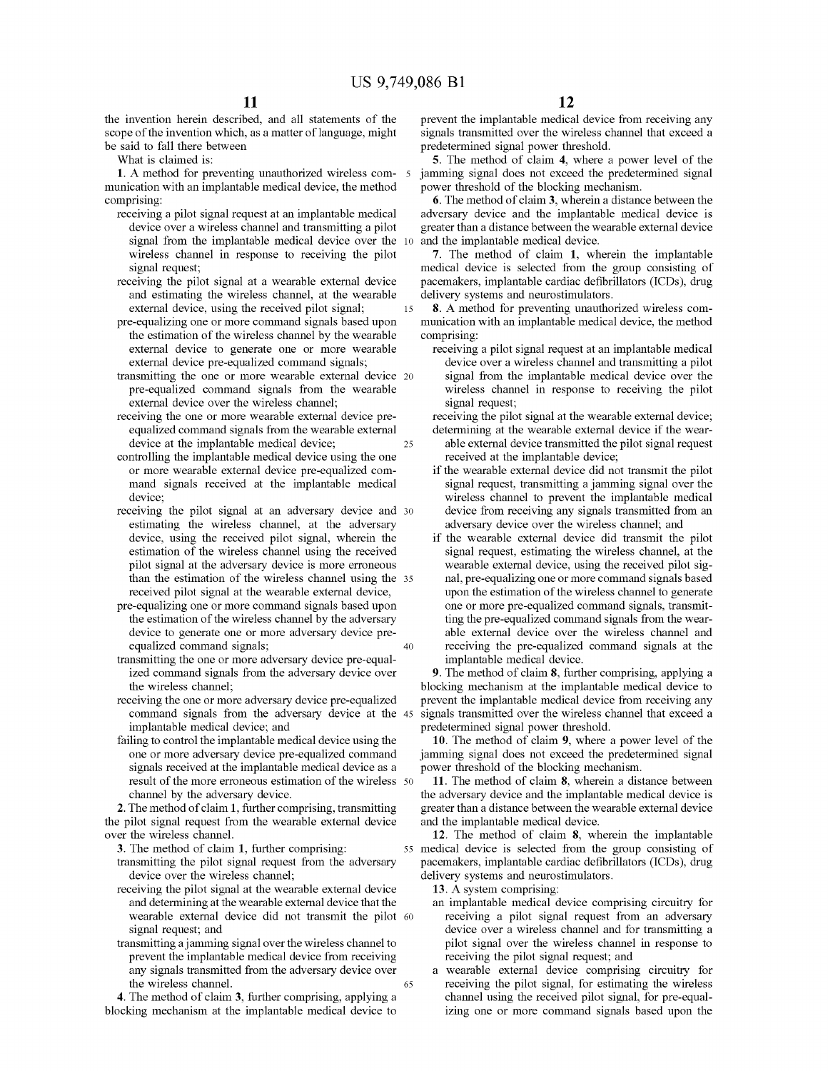the invention herein described, and all statements of the scope of the invention which, as a matter of language, might be said to fall there between

What is claimed is:

1. A method for preventing unauthorized wireless communication with an implantable medical device, the method comprising:

receiving a pilot signal request at an implantable medical device over a wireless channel and transmitting a pilot signal from the implantable medical device over the wireless channel in response to receiving the pilot signal request;

receiving the pilot signal at a wearable external device and estimating the wireless channel, at the wearable external device, using the received pilot signal;

pre-equalizing one or more command signals based upon the estimation of the wireless channel by the wearable external device to generate one or more wearable external device pre-equalized command signals;

transmitting the one or more wearable external device pre-equalized command signals from the wearable external device over the wireless channel;

receiving the one or more wearable external device pre-equalized command signals from the wearable external device at the implantable medical device;

controlling the implantable medical device using the one or more wearable external device pre-equalized command signals received at the implantable medical device;

receiving the pilot signal at an adversary device and estimating the wireless channel, at the adversary device, using the received pilot signal, wherein the estimation of the wireless channel using the received pilot signal at the adversary device is more erroneous than the estimation of the wireless channel using the received pilot signal at the wearable external device,

pre-equalizing one or more command signals based upon the estimation of the wireless channel by the adversary device to generate one or more adversary device pre-equalized command signals;

transmitting the one or more adversary device pre-equalized command signals from the adversary device over the wireless channel;

receiving the one or more adversary device pre-equalized command signals from the adversary device at the implantable medical device; and

failing to control the implantable medical device using the one or more adversary device pre-equalized command signals received at the implantable medical device as a result of the more erroneous estimation of the wireless channel by the adversary device.

2. The method of claim 1, further comprising, transmitting the pilot signal request from the wearable external device over the wireless channel.

3. The method of claim 1, further comprising:

transmitting the pilot signal request from the adversary device over the wireless channel;

receiving the pilot signal at the wearable external device and determining at the wearable external device that the wearable external device did not transmit the pilot signal request; and

transmitting a jamming signal over the wireless channel to prevent the implantable medical device from receiving any signals transmitted from the adversary device over the wireless channel.

4. The method of claim 3, further comprising, applying a blocking mechanism at the implantable medical device to prevent the implantable medical device from receiving any signals transmitted over the wireless channel that exceed a predetermined signal power threshold.

5. The method of claim 4, where a power level of the jamming signal does not exceed the predetermined signal power threshold of the blocking mechanism.

6. The method of claim 3, wherein a distance between the adversary device and the implantable medical device is greater than a distance between the wearable external device and the implantable medical device.

7. The method of claim 1, wherein the implantable medical device is selected from the group consisting of pacemakers, implantable cardiac defibrillators (ICDs), drug delivery systems and neurostimulators.

8. A method for preventing unauthorized wireless communication with an implantable medical device, the method comprising:

receiving a pilot signal request at an implantable medical device over a wireless channel and transmitting a pilot signal from the implantable medical device over the wireless channel in response to receiving the pilot signal request;

receiving the pilot signal at the wearable external device;

determining at the wearable external device if the wearable external device transmitted the pilot signal request received at the implantable device;

if the wearable external device did not transmit the pilot signal request, transmitting a jamming signal over the wireless channel to prevent the implantable medical device from receiving any signals transmitted from an adversary device over the wireless channel; and

if the wearable external device did transmit the pilot signal request, estimating the wireless channel, at the wearable external device, using the received pilot signal, pre-equalizing one or more command signals based upon the estimation of the wireless channel to generate one or more pre-equalized command signals, transmitting the pre-equalized command signals from the wearable external device over the wireless channel and receiving the pre-equalized command signals at the implantable medical device.

9. The method of claim 8, further comprising, applying a blocking mechanism at the implantable medical device to prevent the implantable medical device from receiving any signals transmitted over the wireless channel that exceed a predetermined signal power threshold.

10. The method of claim 9, where a power level of the jamming signal does not exceed the predetermined signal power threshold of the blocking mechanism.

11. The method of claim 8, wherein a distance between the adversary device and the implantable medical device is greater than a distance between the wearable external device and the implantable medical device.

12. The method of claim 8, wherein the implantable medical device is selected from the group consisting of pacemakers, implantable cardiac defibrillators (ICDs), drug delivery systems and neurostimulators.

13. A system comprising:

an implantable medical device comprising circuitry for receiving a pilot signal request from an adversary device over a wireless channel and for transmitting a pilot signal over the wireless channel in response to receiving the pilot signal request; and

a wearable external device comprising circuitry for receiving the pilot signal, for estimating the wireless channel using the received pilot signal, for pre-equalizing one or more command signals based upon the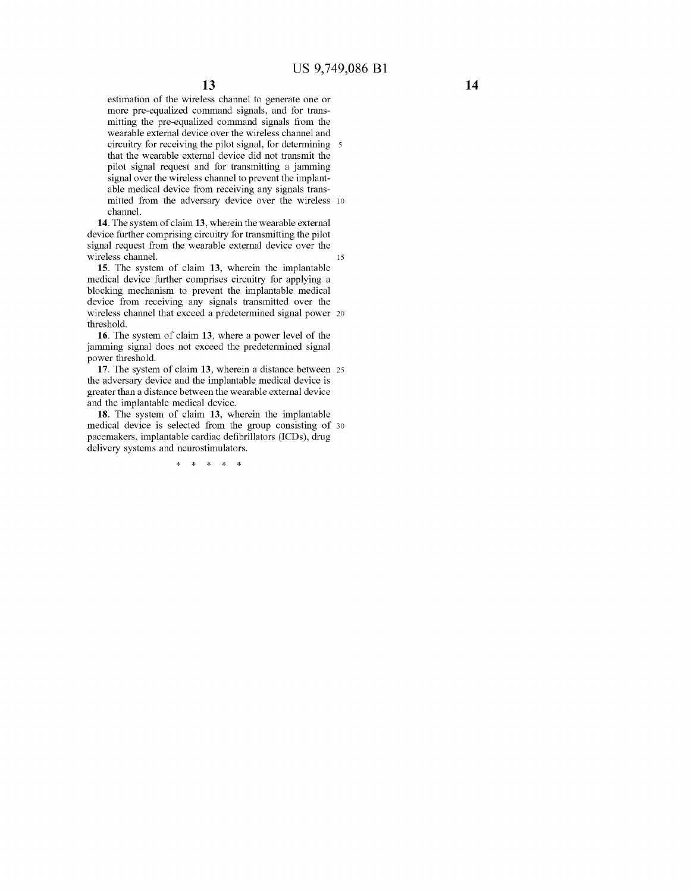estimation of the wireless channel to generate one or more pre-equalized command signals, and for transmitting the pre-equalized command signals from the wearable external device over the wireless channel and circuitry for receiving the pilot signal, for determining that the wearable external device did not transmit the pilot signal request and for transmitting a jamming signal over the wireless channel to prevent the implantable medical device from receiving any signals transmitted from the adversary device over the wireless channel.

**14**. The system of claim **13**, wherein the wearable external device further comprising circuitry for transmitting the pilot signal request from the wearable external device over the wireless channel.

**15**. The system of claim **13**, wherein the implantable medical device further comprises circuitry for applying a blocking mechanism to prevent the implantable medical device from receiving any signals transmitted over the wireless channel that exceed a predetermined signal power threshold.

**16**. The system of claim **13**, where a power level of the jamming signal does not exceed the predetermined signal power threshold.

**17**. The system of claim **13**, wherein a distance between the adversary device and the implantable medical device is greater than a distance between the wearable external device and the implantable medical device.

**18**. The system of claim **13**, wherein the implantable medical device is selected from the group consisting of pacemakers, implantable cardiac defibrillators (ICDs), drug delivery systems and neurostimulators.

* * * * *